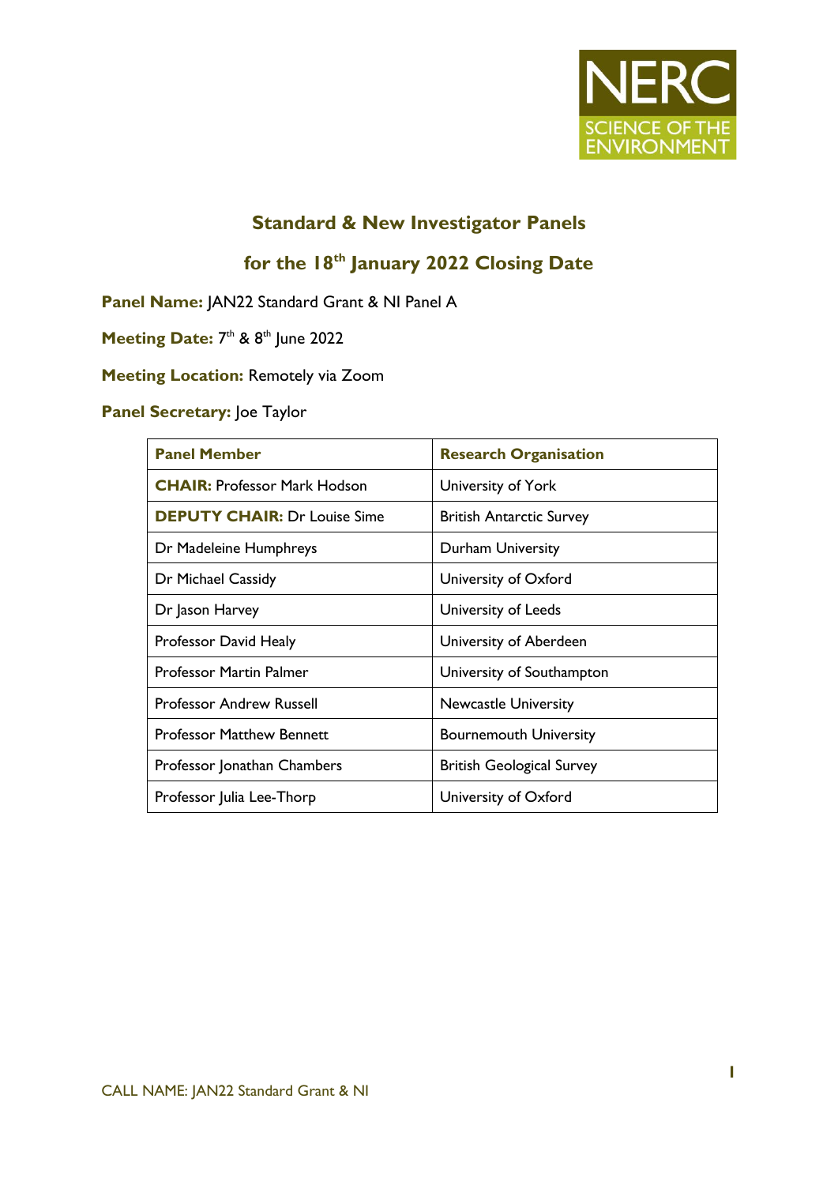NERC
SCIENCE OF THE ENVIRONMENT

# Standard & New Investigator Panels

## for the 18th January 2022 Closing Date

**Panel Name:** JAN22 Standard Grant & NI Panel A

**Meeting Date:** 7th & 8th June 2022

**Meeting Location:** Remotely via Zoom

**Panel Secretary:** Joe Taylor

| Panel Member | Research Organisation |
| --- | --- |
| **CHAIR:** Professor Mark Hodson | University of York |
| **DEPUTY CHAIR:** Dr Louise Sime | British Antarctic Survey |
| Dr Madeleine Humphreys | Durham University |
| Dr Michael Cassidy | University of Oxford |
| Dr Jason Harvey | University of Leeds |
| Professor David Healy | University of Aberdeen |
| Professor Martin Palmer | University of Southampton |
| Professor Andrew Russell | Newcastle University |
| Professor Matthew Bennett | Bournemouth University |
| Professor Jonathan Chambers | British Geological Survey |
| Professor Julia Lee-Thorp | University of Oxford |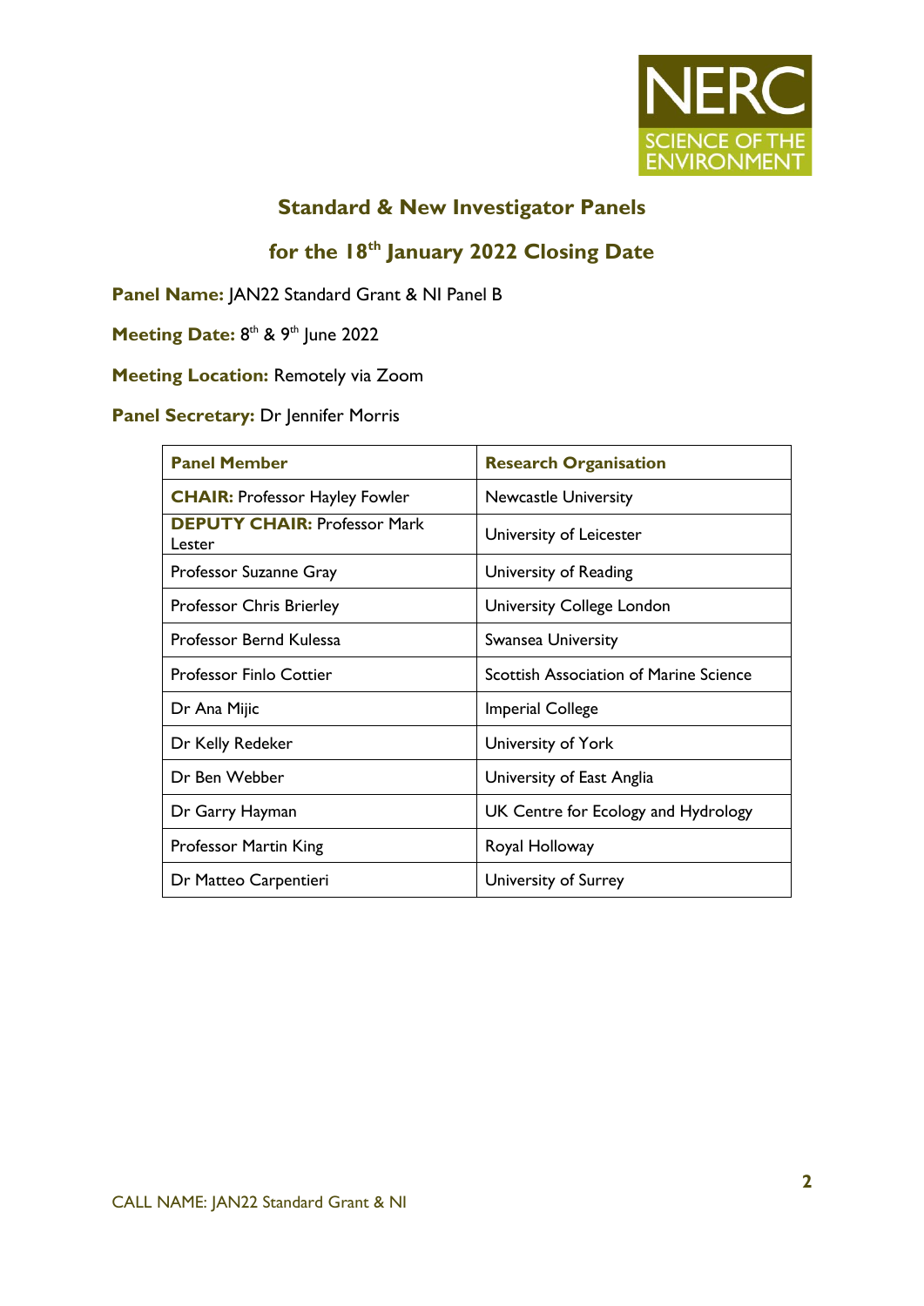## Standard & New Investigator Panels

## for the 18th January 2022 Closing Date

**Panel Name:** JAN22 Standard Grant & NI Panel B

**Meeting Date:** 8th & 9th June 2022

**Meeting Location:** Remotely via Zoom

**Panel Secretary:** Dr Jennifer Morris

| Panel Member | Research Organisation |
| --- | --- |
| **CHAIR:** Professor Hayley Fowler | Newcastle University |
| **DEPUTY CHAIR:** Professor Mark Lester | University of Leicester |
| Professor Suzanne Gray | University of Reading |
| Professor Chris Brierley | University College London |
| Professor Bernd Kulessa | Swansea University |
| Professor Finlo Cottier | Scottish Association of Marine Science |
| Dr Ana Mijic | Imperial College |
| Dr Kelly Redeker | University of York |
| Dr Ben Webber | University of East Anglia |
| Dr Garry Hayman | UK Centre for Ecology and Hydrology |
| Professor Martin King | Royal Holloway |
| Dr Matteo Carpentieri | University of Surrey |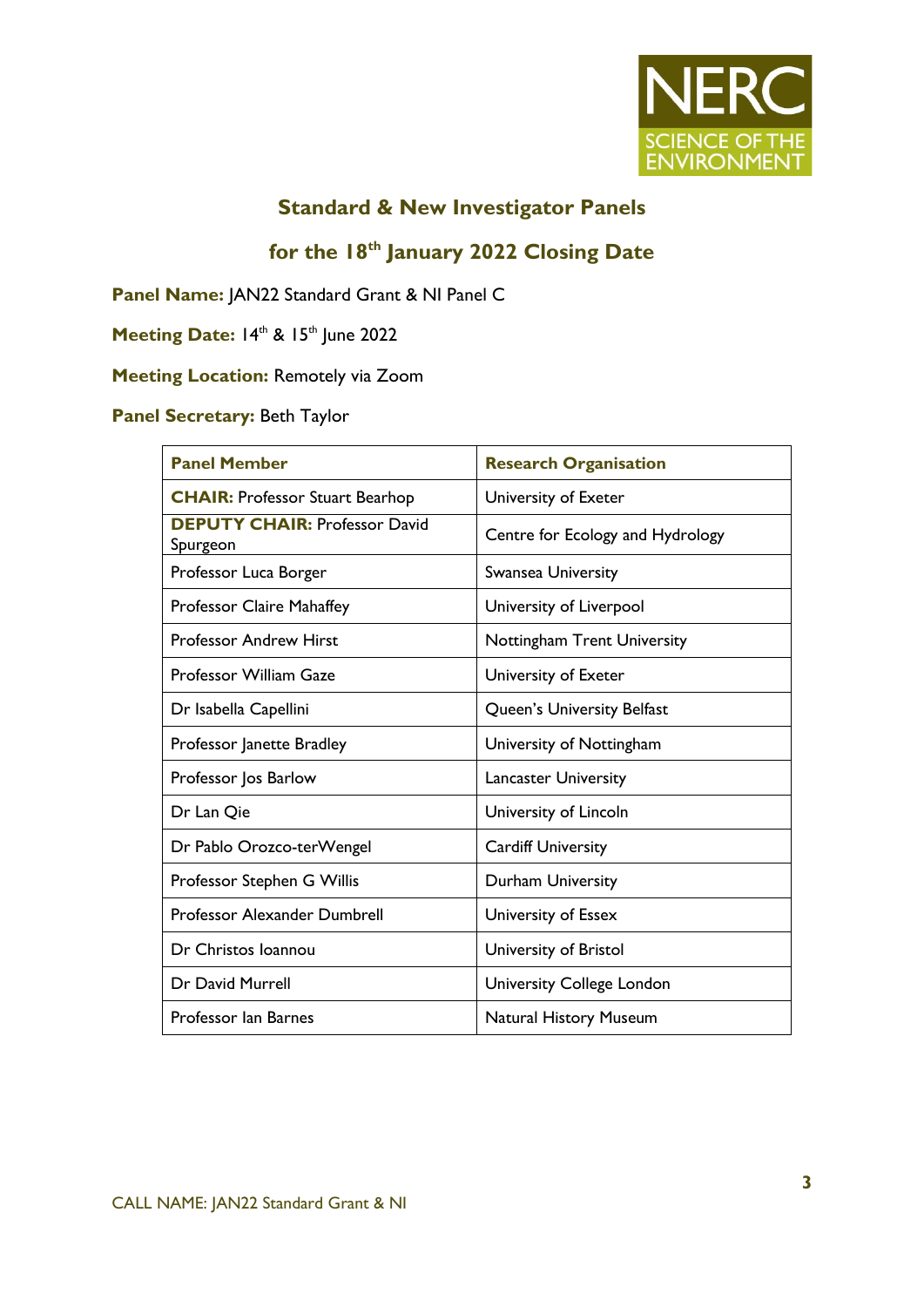## Standard & New Investigator Panels

## for the 18th January 2022 Closing Date

**Panel Name:** JAN22 Standard Grant & NI Panel C

**Meeting Date:** 14th & 15th June 2022

**Meeting Location:** Remotely via Zoom

**Panel Secretary:** Beth Taylor

| Panel Member | Research Organisation |
|---|---|
| **CHAIR:** Professor Stuart Bearhop | University of Exeter |
| **DEPUTY CHAIR:** Professor David Spurgeon | Centre for Ecology and Hydrology |
| Professor Luca Borger | Swansea University |
| Professor Claire Mahaffey | University of Liverpool |
| Professor Andrew Hirst | Nottingham Trent University |
| Professor William Gaze | University of Exeter |
| Dr Isabella Capellini | Queen's University Belfast |
| Professor Janette Bradley | University of Nottingham |
| Professor Jos Barlow | Lancaster University |
| Dr Lan Qie | University of Lincoln |
| Dr Pablo Orozco-terWengel | Cardiff University |
| Professor Stephen G Willis | Durham University |
| Professor Alexander Dumbrell | University of Essex |
| Dr Christos Ioannou | University of Bristol |
| Dr David Murrell | University College London |
| Professor Ian Barnes | Natural History Museum |